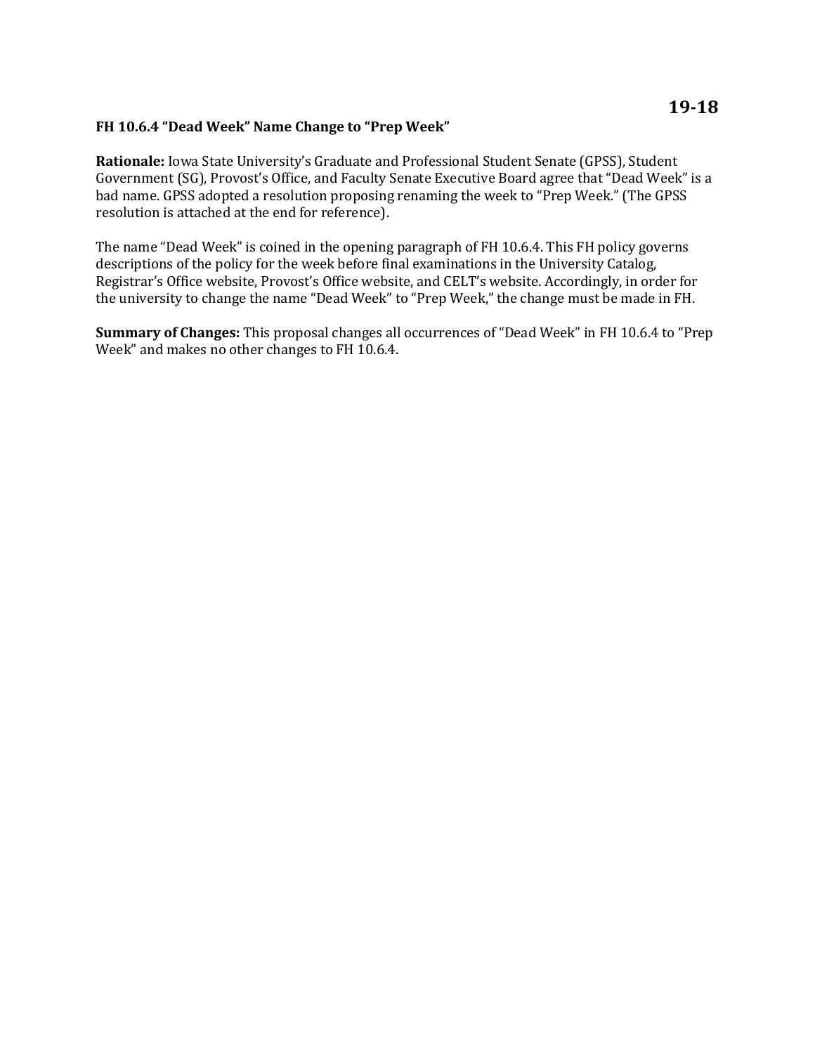**19-18**

**FH 10.6.4 "Dead Week" Name Change to "Prep Week"**

**Rationale:** Iowa State University's Graduate and Professional Student Senate (GPSS), Student Government (SG), Provost's Office, and Faculty Senate Executive Board agree that "Dead Week" is a bad name. GPSS adopted a resolution proposing renaming the week to "Prep Week." (The GPSS resolution is attached at the end for reference).

The name "Dead Week" is coined in the opening paragraph of FH 10.6.4. This FH policy governs descriptions of the policy for the week before final examinations in the University Catalog, Registrar's Office website, Provost's Office website, and CELT's website. Accordingly, in order for the university to change the name "Dead Week" to "Prep Week," the change must be made in FH.

**Summary of Changes:** This proposal changes all occurrences of "Dead Week" in FH 10.6.4 to "Prep Week" and makes no other changes to FH 10.6.4.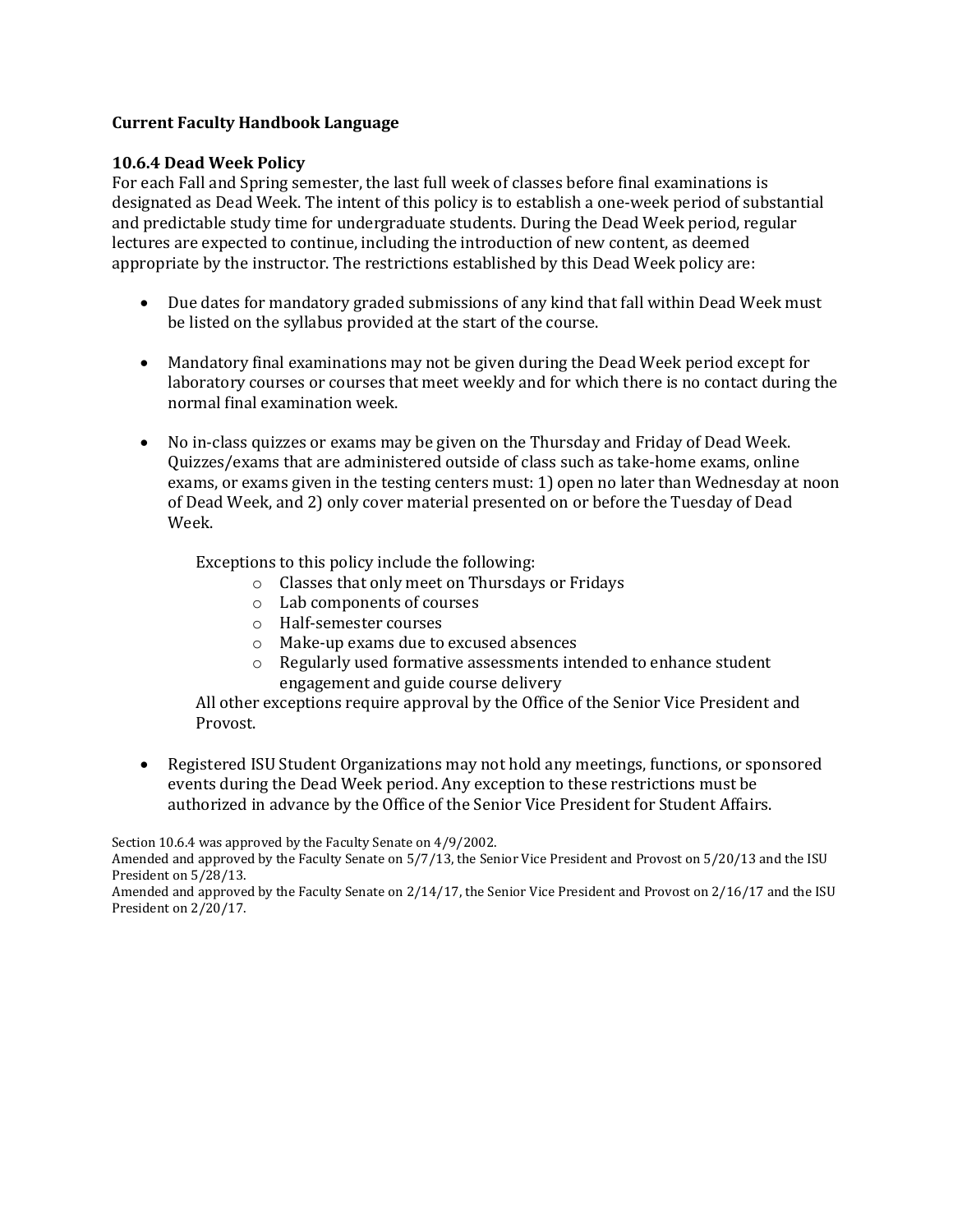**Current Faculty Handbook Language**

**10.6.4 Dead Week Policy**

For each Fall and Spring semester, the last full week of classes before final examinations is designated as Dead Week. The intent of this policy is to establish a one-week period of substantial and predictable study time for undergraduate students. During the Dead Week period, regular lectures are expected to continue, including the introduction of new content, as deemed appropriate by the instructor. The restrictions established by this Dead Week policy are:

- Due dates for mandatory graded submissions of any kind that fall within Dead Week must be listed on the syllabus provided at the start of the course.

- Mandatory final examinations may not be given during the Dead Week period except for laboratory courses or courses that meet weekly and for which there is no contact during the normal final examination week.

- No in-class quizzes or exams may be given on the Thursday and Friday of Dead Week. Quizzes/exams that are administered outside of class such as take-home exams, online exams, or exams given in the testing centers must: 1) open no later than Wednesday at noon of Dead Week, and 2) only cover material presented on or before the Tuesday of Dead Week.

  Exceptions to this policy include the following:
  - Classes that only meet on Thursdays or Fridays
  - Lab components of courses
  - Half-semester courses
  - Make-up exams due to excused absences
  - Regularly used formative assessments intended to enhance student engagement and guide course delivery

  All other exceptions require approval by the Office of the Senior Vice President and Provost.

- Registered ISU Student Organizations may not hold any meetings, functions, or sponsored events during the Dead Week period. Any exception to these restrictions must be authorized in advance by the Office of the Senior Vice President for Student Affairs.

Section 10.6.4 was approved by the Faculty Senate on 4/9/2002.
Amended and approved by the Faculty Senate on 5/7/13, the Senior Vice President and Provost on 5/20/13 and the ISU President on 5/28/13.
Amended and approved by the Faculty Senate on 2/14/17, the Senior Vice President and Provost on 2/16/17 and the ISU President on 2/20/17.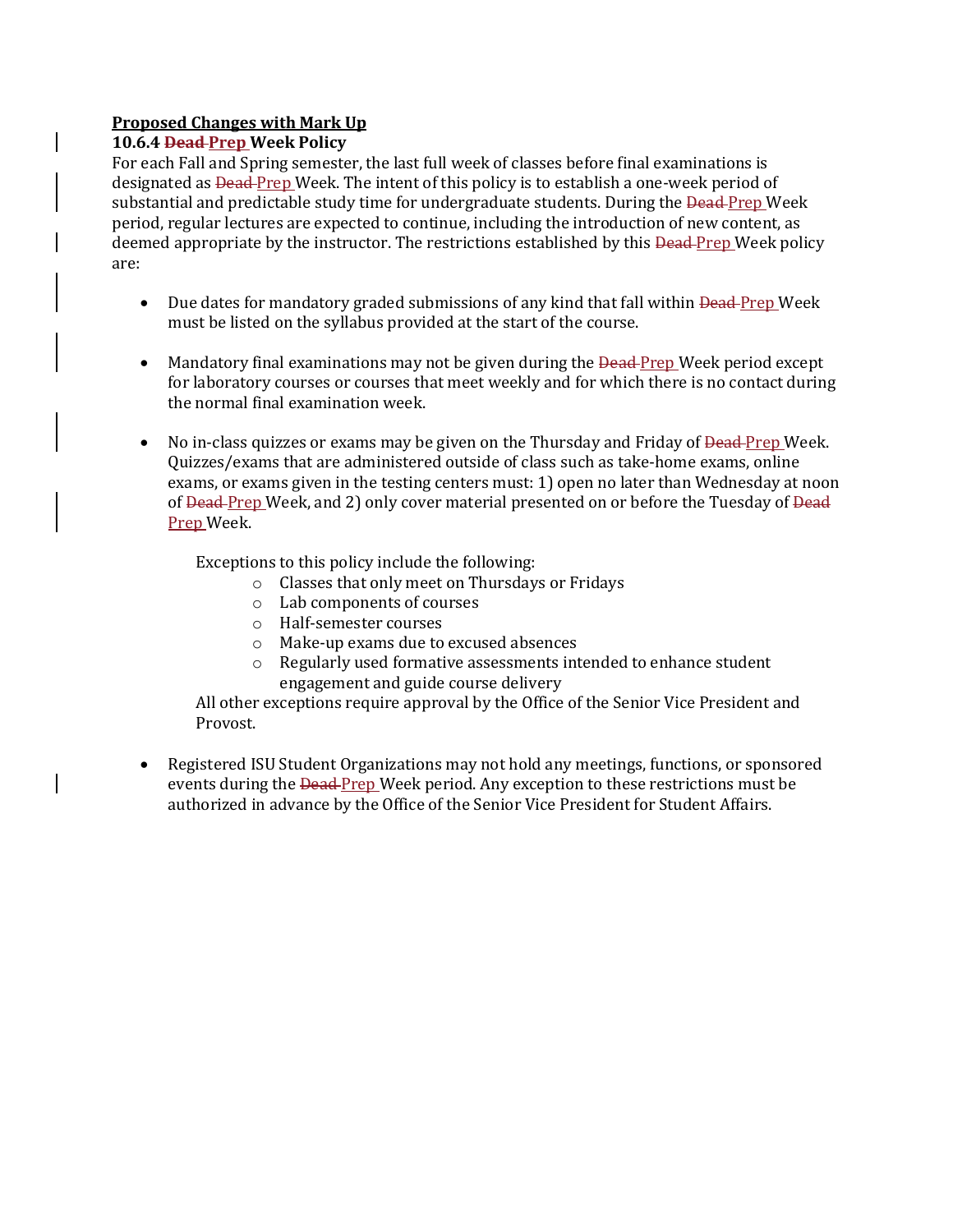**Proposed Changes with Mark Up**

**10.6.4 ~~Dead~~ Prep Week Policy**

For each Fall and Spring semester, the last full week of classes before final examinations is designated as ~~Dead~~ Prep Week. The intent of this policy is to establish a one-week period of substantial and predictable study time for undergraduate students. During the ~~Dead~~ Prep Week period, regular lectures are expected to continue, including the introduction of new content, as deemed appropriate by the instructor. The restrictions established by this ~~Dead~~ Prep Week policy are:

- Due dates for mandatory graded submissions of any kind that fall within ~~Dead~~ Prep Week must be listed on the syllabus provided at the start of the course.

- Mandatory final examinations may not be given during the ~~Dead~~ Prep Week period except for laboratory courses or courses that meet weekly and for which there is no contact during the normal final examination week.

- No in-class quizzes or exams may be given on the Thursday and Friday of ~~Dead~~ Prep Week. Quizzes/exams that are administered outside of class such as take-home exams, online exams, or exams given in the testing centers must: 1) open no later than Wednesday at noon of ~~Dead~~ Prep Week, and 2) only cover material presented on or before the Tuesday of ~~Dead~~ Prep Week.

  Exceptions to this policy include the following:
  - Classes that only meet on Thursdays or Fridays
  - Lab components of courses
  - Half-semester courses
  - Make-up exams due to excused absences
  - Regularly used formative assessments intended to enhance student engagement and guide course delivery

  All other exceptions require approval by the Office of the Senior Vice President and Provost.

- Registered ISU Student Organizations may not hold any meetings, functions, or sponsored events during the ~~Dead~~ Prep Week period. Any exception to these restrictions must be authorized in advance by the Office of the Senior Vice President for Student Affairs.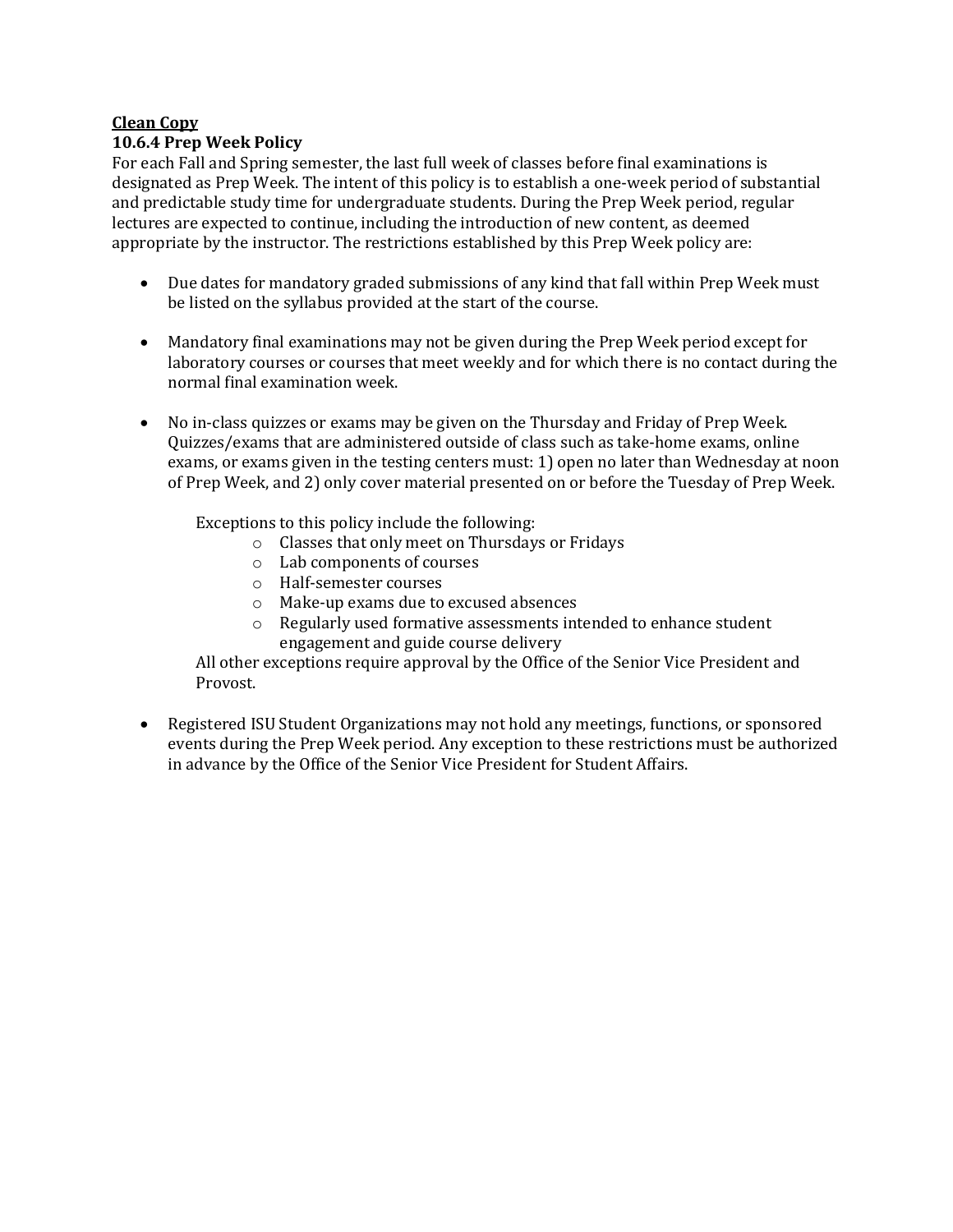**Clean Copy**

**10.6.4 Prep Week Policy**

For each Fall and Spring semester, the last full week of classes before final examinations is designated as Prep Week. The intent of this policy is to establish a one-week period of substantial and predictable study time for undergraduate students. During the Prep Week period, regular lectures are expected to continue, including the introduction of new content, as deemed appropriate by the instructor. The restrictions established by this Prep Week policy are:

- Due dates for mandatory graded submissions of any kind that fall within Prep Week must be listed on the syllabus provided at the start of the course.

- Mandatory final examinations may not be given during the Prep Week period except for laboratory courses or courses that meet weekly and for which there is no contact during the normal final examination week.

- No in-class quizzes or exams may be given on the Thursday and Friday of Prep Week. Quizzes/exams that are administered outside of class such as take-home exams, online exams, or exams given in the testing centers must: 1) open no later than Wednesday at noon of Prep Week, and 2) only cover material presented on or before the Tuesday of Prep Week.

  Exceptions to this policy include the following:
    - Classes that only meet on Thursdays or Fridays
    - Lab components of courses
    - Half-semester courses
    - Make-up exams due to excused absences
    - Regularly used formative assessments intended to enhance student engagement and guide course delivery

  All other exceptions require approval by the Office of the Senior Vice President and Provost.

- Registered ISU Student Organizations may not hold any meetings, functions, or sponsored events during the Prep Week period. Any exception to these restrictions must be authorized in advance by the Office of the Senior Vice President for Student Affairs.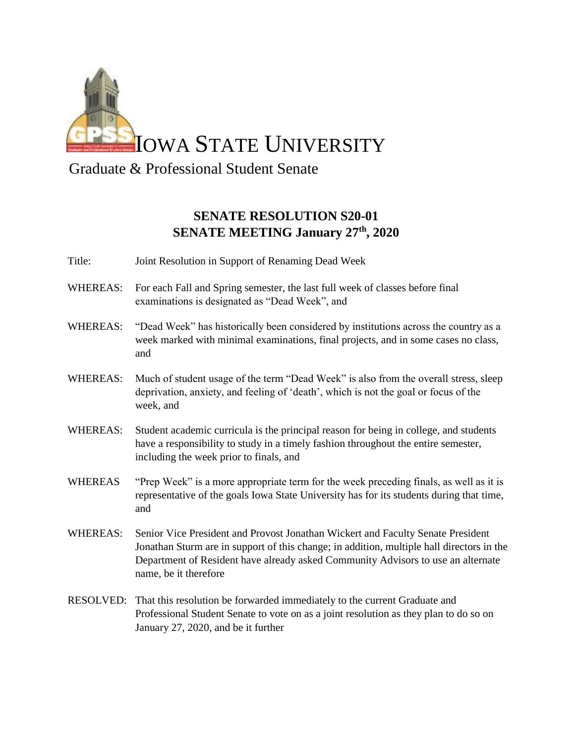# IOWA STATE UNIVERSITY

Graduate & Professional Student Senate

**SENATE RESOLUTION S20-01**
**SENATE MEETING January 27th, 2020**

Title: Joint Resolution in Support of Renaming Dead Week

WHEREAS: For each Fall and Spring semester, the last full week of classes before final examinations is designated as "Dead Week", and

WHEREAS: "Dead Week" has historically been considered by institutions across the country as a week marked with minimal examinations, final projects, and in some cases no class, and

WHEREAS: Much of student usage of the term "Dead Week" is also from the overall stress, sleep deprivation, anxiety, and feeling of 'death', which is not the goal or focus of the week, and

WHEREAS: Student academic curricula is the principal reason for being in college, and students have a responsibility to study in a timely fashion throughout the entire semester, including the week prior to finals, and

WHEREAS "Prep Week" is a more appropriate term for the week preceding finals, as well as it is representative of the goals Iowa State University has for its students during that time, and

WHEREAS: Senior Vice President and Provost Jonathan Wickert and Faculty Senate President Jonathan Sturm are in support of this change; in addition, multiple hall directors in the Department of Resident have already asked Community Advisors to use an alternate name, be it therefore

RESOLVED: That this resolution be forwarded immediately to the current Graduate and Professional Student Senate to vote on as a joint resolution as they plan to do so on January 27, 2020, and be it further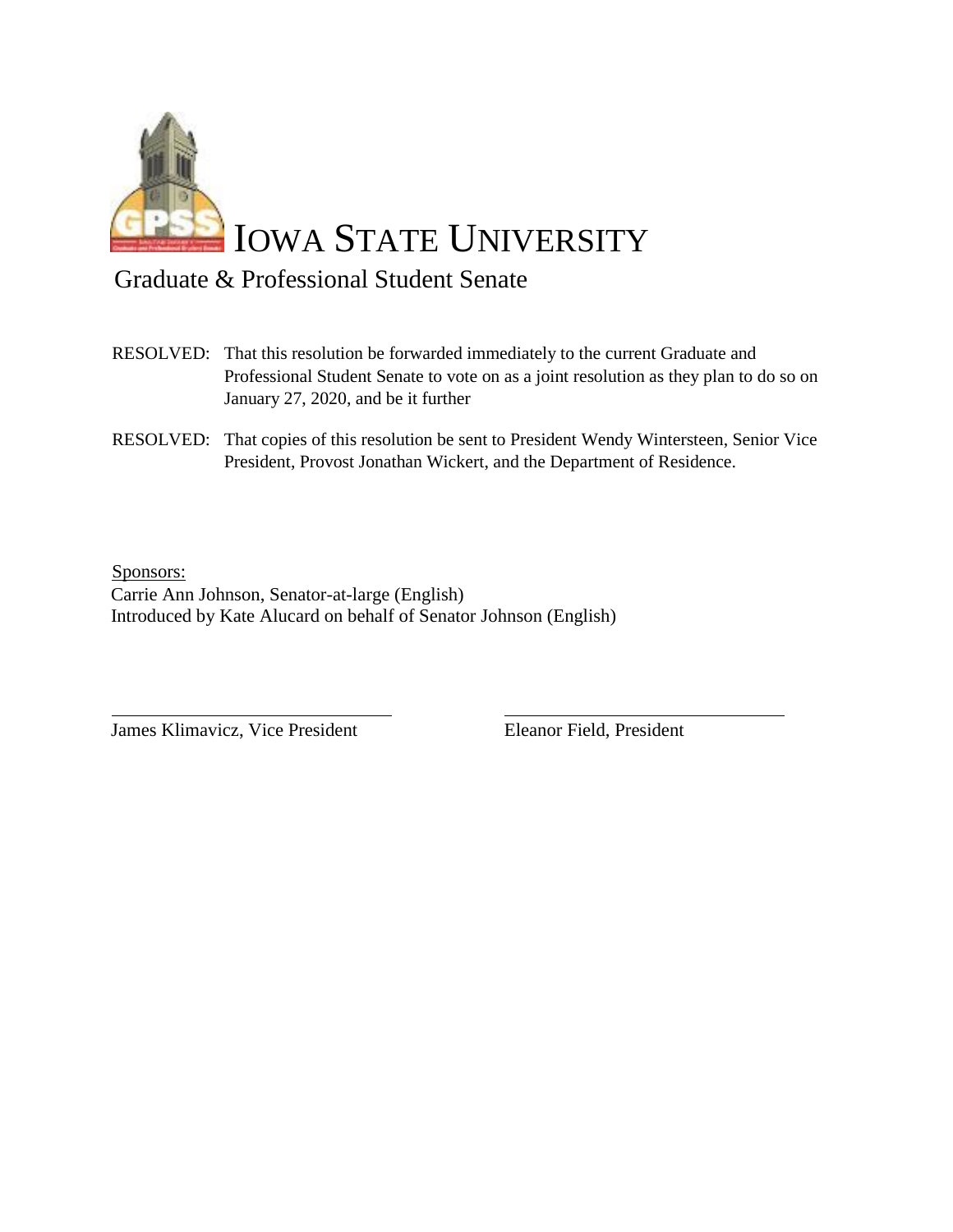# IOWA STATE UNIVERSITY

Graduate & Professional Student Senate

RESOLVED: That this resolution be forwarded immediately to the current Graduate and Professional Student Senate to vote on as a joint resolution as they plan to do so on January 27, 2020, and be it further

RESOLVED: That copies of this resolution be sent to President Wendy Wintersteen, Senior Vice President, Provost Jonathan Wickert, and the Department of Residence.

Sponsors:
Carrie Ann Johnson, Senator-at-large (English)
Introduced by Kate Alucard on behalf of Senator Johnson (English)

James Klimavicz, Vice President

Eleanor Field, President